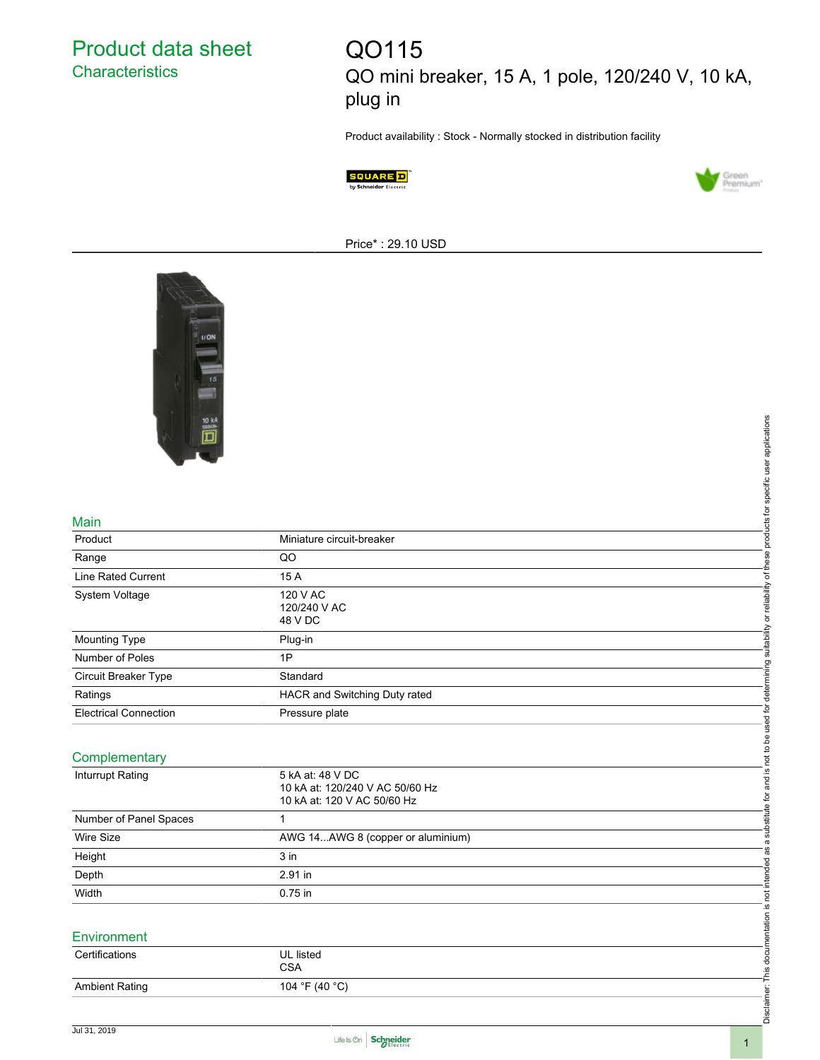# Product data sheet
## Characteristics

# QO115

QO mini breaker, 15 A, 1 pole, 120/240 V, 10 kA, plug in

Product availability : Stock - Normally stocked in distribution facility

Price* : 29.10 USD

## Main

| | |
|---|---|
| Product | Miniature circuit-breaker |
| Range | QO |
| Line Rated Current | 15 A |
| System Voltage | 120 V AC<br>120/240 V AC<br>48 V DC |
| Mounting Type | Plug-in |
| Number of Poles | 1P |
| Circuit Breaker Type | Standard |
| Ratings | HACR and Switching Duty rated |
| Electrical Connection | Pressure plate |

## Complementary

| | |
|---|---|
| Inturrupt Rating | 5 kA at: 48 V DC<br>10 kA at: 120/240 V AC 50/60 Hz<br>10 kA at: 120 V AC 50/60 Hz |
| Number of Panel Spaces | 1 |
| Wire Size | AWG 14...AWG 8 (copper or aluminium) |
| Height | 3 in |
| Depth | 2.91 in |
| Width | 0.75 in |

## Environment

| | |
|---|---|
| Certifications | UL listed<br>CSA |
| Ambient Rating | 104 °F (40 °C) |

Disclaimer: This documentation is not intended as a substitute for and is not to be used for determining suitability or reliability of these products for specific user applications

Jul 31, 2019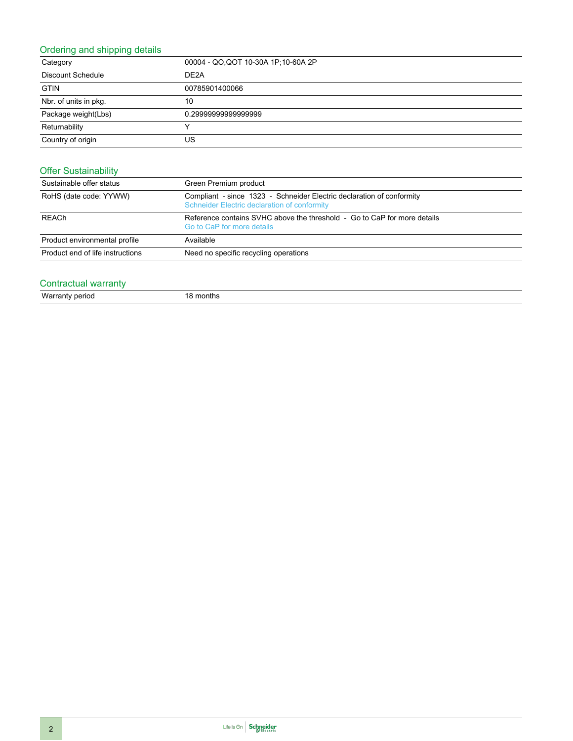## Ordering and shipping details

| | |
|---|---|
| Category | 00004 - QO,QOT 10-30A 1P;10-60A 2P |
| Discount Schedule | DE2A |
| GTIN | 00785901400066 |
| Nbr. of units in pkg. | 10 |
| Package weight(Lbs) | 0.29999999999999999 |
| Returnability | Y |
| Country of origin | US |

## Offer Sustainability

| | |
|---|---|
| Sustainable offer status | Green Premium product |
| RoHS (date code: YYWW) | Compliant - since 1323 - Schneider Electric declaration of conformity<br>Schneider Electric declaration of conformity |
| REACh | Reference contains SVHC above the threshold - Go to CaP for more details<br>Go to CaP for more details |
| Product environmental profile | Available |
| Product end of life instructions | Need no specific recycling operations |

## Contractual warranty

| | |
|---|---|
| Warranty period | 18 months |